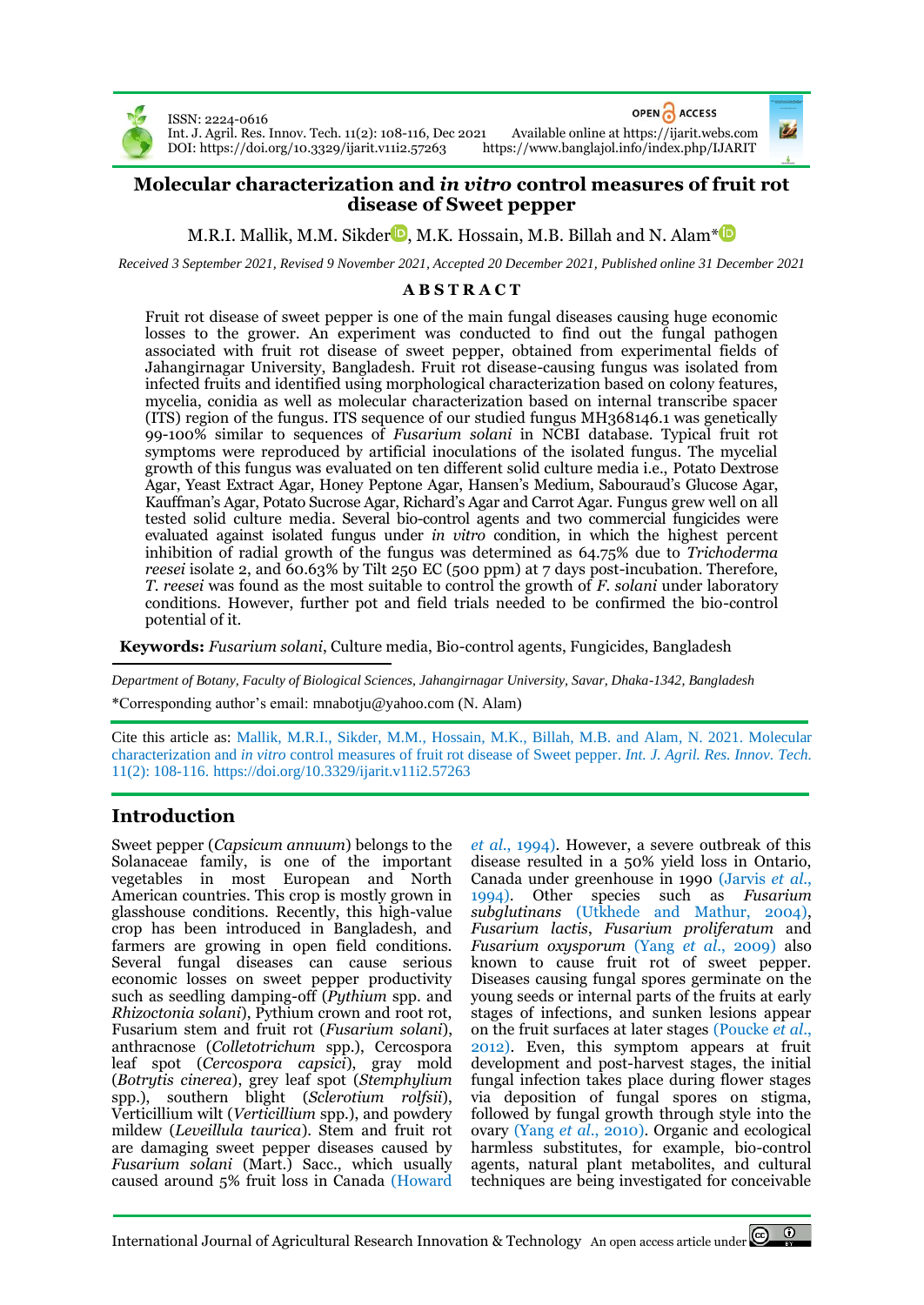ISSN: 2224-0616
Int. J. Agril. Res. Innov. Tech. 11(2): 108-116, Dec 2021
DOI: https://doi.org/10.3329/ijarit.v11i2.57263

OPEN ACCESS
Available online at https://ijarit.webs.com
https://www.banglajol.info/index.php/IJARIT

# Molecular characterization and *in vitro* control measures of fruit rot disease of Sweet pepper

M.R.I. Mallik, M.M. Sikder, M.K. Hossain, M.B. Billah and N. Alam*

*Received 3 September 2021, Revised 9 November 2021, Accepted 20 December 2021, Published online 31 December 2021*

## ABSTRACT

Fruit rot disease of sweet pepper is one of the main fungal diseases causing huge economic losses to the grower. An experiment was conducted to find out the fungal pathogen associated with fruit rot disease of sweet pepper, obtained from experimental fields of Jahangirnagar University, Bangladesh. Fruit rot disease-causing fungus was isolated from infected fruits and identified using morphological characterization based on colony features, mycelia, conidia as well as molecular characterization based on internal transcribe spacer (ITS) region of the fungus. ITS sequence of our studied fungus MH368146.1 was genetically 99-100% similar to sequences of *Fusarium solani* in NCBI database. Typical fruit rot symptoms were reproduced by artificial inoculations of the isolated fungus. The mycelial growth of this fungus was evaluated on ten different solid culture media i.e., Potato Dextrose Agar, Yeast Extract Agar, Honey Peptone Agar, Hansen's Medium, Sabouraud's Glucose Agar, Kauffman's Agar, Potato Sucrose Agar, Richard's Agar and Carrot Agar. Fungus grew well on all tested solid culture media. Several bio-control agents and two commercial fungicides were evaluated against isolated fungus under *in vitro* condition, in which the highest percent inhibition of radial growth of the fungus was determined as 64.75% due to *Trichoderma reesei* isolate 2, and 60.63% by Tilt 250 EC (500 ppm) at 7 days post-incubation. Therefore, *T. reesei* was found as the most suitable to control the growth of *F. solani* under laboratory conditions. However, further pot and field trials needed to be confirmed the bio-control potential of it.

**Keywords:** *Fusarium solani*, Culture media, Bio-control agents, Fungicides, Bangladesh

*Department of Botany, Faculty of Biological Sciences, Jahangirnagar University, Savar, Dhaka-1342, Bangladesh*

*Corresponding author's email: mnabotju@yahoo.com (N. Alam)

Cite this article as: Mallik, M.R.I., Sikder, M.M., Hossain, M.K., Billah, M.B. and Alam, N. 2021. Molecular characterization and *in vitro* control measures of fruit rot disease of Sweet pepper. *Int. J. Agril. Res. Innov. Tech.* 11(2): 108-116. https://doi.org/10.3329/ijarit.v11i2.57263

## Introduction

Sweet pepper (*Capsicum annuum*) belongs to the Solanaceae family, is one of the important vegetables in most European and North American countries. This crop is mostly grown in glasshouse conditions. Recently, this high-value crop has been introduced in Bangladesh, and farmers are growing in open field conditions. Several fungal diseases can cause serious economic losses on sweet pepper productivity such as seedling damping-off (*Pythium* spp. and *Rhizoctonia solani*), Pythium crown and root rot, Fusarium stem and fruit rot (*Fusarium solani*), anthracnose (*Colletotrichum* spp.), Cercospora leaf spot (*Cercospora capsici*), gray mold (*Botrytis cinerea*), grey leaf spot (*Stemphylium* spp.), southern blight (*Sclerotium rolfsii*), Verticillium wilt (*Verticillium* spp.), and powdery mildew (*Leveillula taurica*). Stem and fruit rot are damaging sweet pepper diseases caused by *Fusarium solani* (Mart.) Sacc., which usually caused around 5% fruit loss in Canada (Howard *et al.*, 1994). However, a severe outbreak of this disease resulted in a 50% yield loss in Ontario, Canada under greenhouse in 1990 (Jarvis *et al.*, 1994). Other species such as *Fusarium subglutinans* (Utkhede and Mathur, 2004), *Fusarium lactis*, *Fusarium proliferatum* and *Fusarium oxysporum* (Yang *et al.*, 2009) also known to cause fruit rot of sweet pepper. Diseases causing fungal spores germinate on the young seeds or internal parts of the fruits at early stages of infections, and sunken lesions appear on the fruit surfaces at later stages (Poucke *et al.*, 2012). Even, this symptom appears at fruit development and post-harvest stages, the initial fungal infection takes place during flower stages via deposition of fungal spores on stigma, followed by fungal growth through style into the ovary (Yang *et al.*, 2010). Organic and ecological harmless substitutes, for example, bio-control agents, natural plant metabolites, and cultural techniques are being investigated for conceivable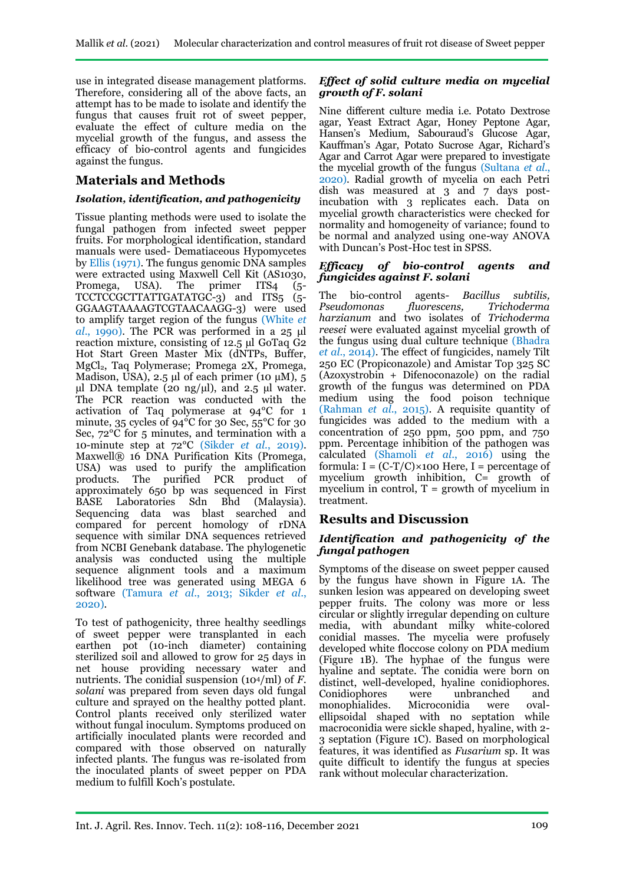use in integrated disease management platforms. Therefore, considering all of the above facts, an attempt has to be made to isolate and identify the fungus that causes fruit rot of sweet pepper, evaluate the effect of culture media on the mycelial growth of the fungus, and assess the efficacy of bio-control agents and fungicides against the fungus.

## Materials and Methods

### *Isolation, identification, and pathogenicity*

Tissue planting methods were used to isolate the fungal pathogen from infected sweet pepper fruits. For morphological identification, standard manuals were used- Dematiaceous Hypomycetes by Ellis (1971). The fungus genomic DNA samples were extracted using Maxwell Cell Kit (AS1030, Promega, USA). The primer ITS4 (5-TCCTCCGCTTATTGATATGC-3) and ITS5 (5-GGAAGTAAAAGTCGTAACAAGG-3) were used to amplify target region of the fungus (White *et al.*, 1990). The PCR was performed in a 25 µl reaction mixture, consisting of 12.5 µl GoTaq G2 Hot Start Green Master Mix (dNTPs, Buffer, $MgCl_2$, Taq Polymerase; Promega 2X, Promega, Madison, USA), 2.5 µl of each primer (10 µM), 5 µl DNA template (20 ng/µl), and 2.5 µl water. The PCR reaction was conducted with the activation of Taq polymerase at 94°C for 1 minute, 35 cycles of 94°C for 30 Sec, 55°C for 30 Sec, 72°C for 5 minutes, and termination with a 10-minute step at 72°C (Sikder *et al.*, 2019). Maxwell® 16 DNA Purification Kits (Promega, USA) was used to purify the amplification products. The purified PCR product of approximately 650 bp was sequenced in First BASE Laboratories Sdn Bhd (Malaysia). Sequencing data was blast searched and compared for percent homology of rDNA sequence with similar DNA sequences retrieved from NCBI Genebank database. The phylogenetic analysis was conducted using the multiple sequence alignment tools and a maximum likelihood tree was generated using MEGA 6 software (Tamura *et al.*, 2013; Sikder *et al.*, 2020).

To test of pathogenicity, three healthy seedlings of sweet pepper were transplanted in each earthen pot (10-inch diameter) containing sterilized soil and allowed to grow for 25 days in net house providing necessary water and nutrients. The conidial suspension ($10^4$/ml) of *F. solani* was prepared from seven days old fungal culture and sprayed on the healthy potted plant. Control plants received only sterilized water without fungal inoculum. Symptoms produced on artificially inoculated plants were recorded and compared with those observed on naturally infected plants. The fungus was re-isolated from the inoculated plants of sweet pepper on PDA medium to fulfill Koch's postulate.

### *Effect of solid culture media on mycelial growth of F. solani*

Nine different culture media i.e. Potato Dextrose agar, Yeast Extract Agar, Honey Peptone Agar, Hansen's Medium, Sabouraud's Glucose Agar, Kauffman's Agar, Potato Sucrose Agar, Richard's Agar and Carrot Agar were prepared to investigate the mycelial growth of the fungus (Sultana *et al.*, 2020). Radial growth of mycelia on each Petri dish was measured at 3 and 7 days post-incubation with 3 replicates each. Data on mycelial growth characteristics were checked for normality and homogeneity of variance; found to be normal and analyzed using one-way ANOVA with Duncan's Post-Hoc test in SPSS.

### *Efficacy of bio-control agents and fungicides against F. solani*

The bio-control agents- *Bacillus subtilis, Pseudomonas fluorescens, Trichoderma harzianum* and two isolates of *Trichoderma reesei* were evaluated against mycelial growth of the fungus using dual culture technique (Bhadra *et al.*, 2014). The effect of fungicides, namely Tilt 250 EC (Propiconazole) and Amistar Top 325 SC (Azoxystrobin + Difenoconazole) on the radial growth of the fungus was determined on PDA medium using the food poison technique (Rahman *et al.*, 2015). A requisite quantity of fungicides was added to the medium with a concentration of 250 ppm, 500 ppm, and 750 ppm. Percentage inhibition of the pathogen was calculated (Shamoli *et al.*, 2016) using the formula: $I = (C-T/C)\times100$ Here, I = percentage of mycelium growth inhibition, C= growth of mycelium in control, T = growth of mycelium in treatment.

## Results and Discussion

### *Identification and pathogenicity of the fungal pathogen*

Symptoms of the disease on sweet pepper caused by the fungus have shown in Figure 1A. The sunken lesion was appeared on developing sweet pepper fruits. The colony was more or less circular or slightly irregular depending on culture media, with abundant milky white-colored conidial masses. The mycelia were profusely developed white floccose colony on PDA medium (Figure 1B). The hyphae of the fungus were hyaline and septate. The conidia were born on distinct, well-developed, hyaline conidiophores. Conidiophores were unbranched and monophialides. Microconidia were oval-ellipsoidal shaped with no septation while macroconidia were sickle shaped, hyaline, with 2-3 septation (Figure 1C). Based on morphological features, it was identified as *Fusarium* sp. It was quite difficult to identify the fungus at species rank without molecular characterization.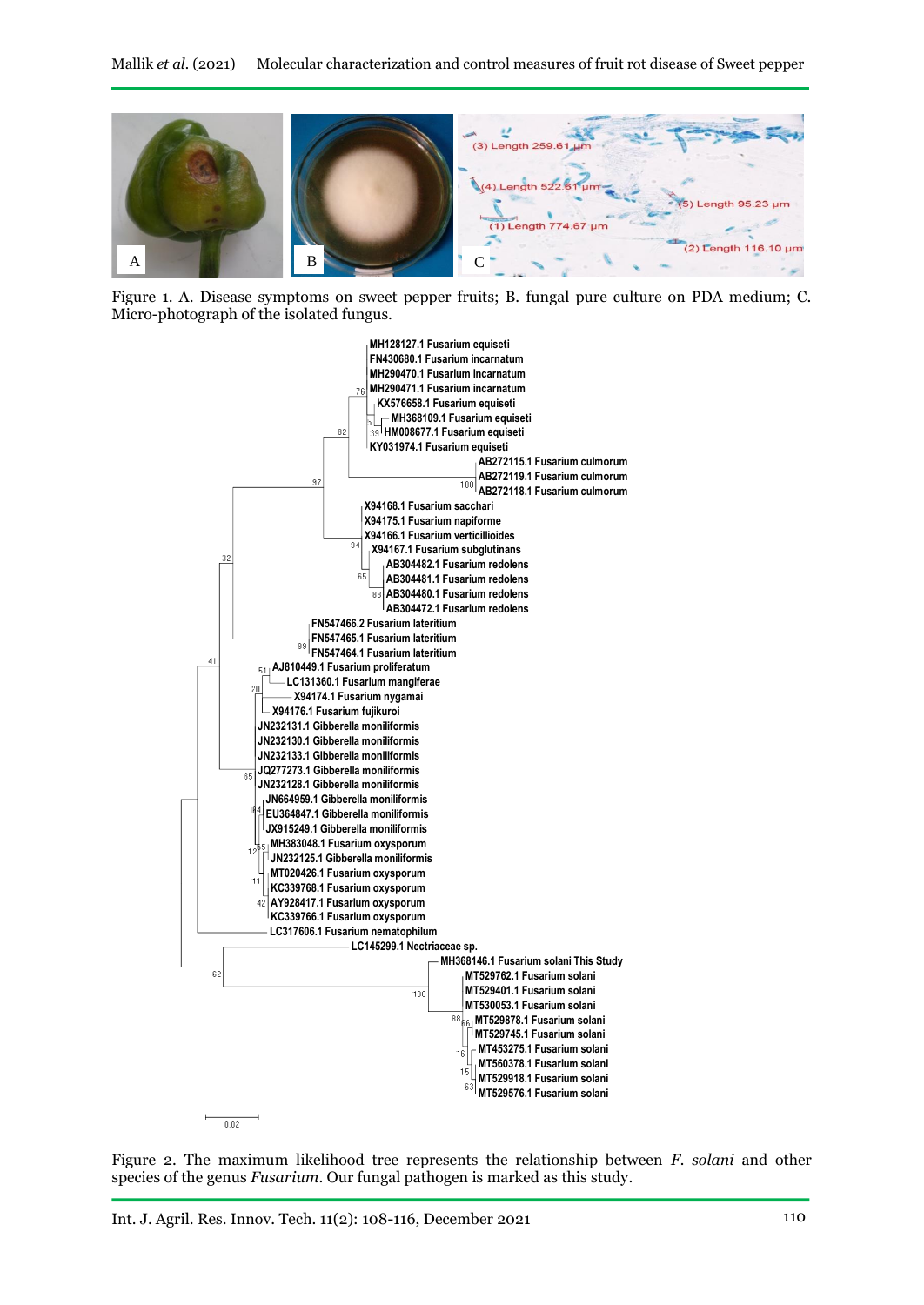Figure 1. A. Disease symptoms on sweet pepper fruits; B. fungal pure culture on PDA medium; C. Micro-photograph of the isolated fungus.

Figure 2. The maximum likelihood tree represents the relationship between *F. solani* and other species of the genus *Fusarium*. Our fungal pathogen is marked as this study.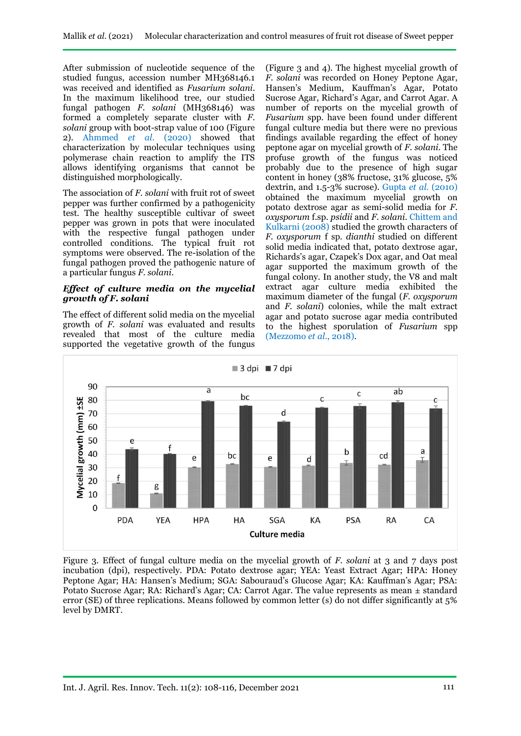After submission of nucleotide sequence of the studied fungus, accession number MH368146.1 was received and identified as *Fusarium solani*. In the maximum likelihood tree, our studied fungal pathogen *F. solani* (MH368146) was formed a completely separate cluster with *F. solani* group with boot-strap value of 100 (Figure 2). Ahmmed *et al.* (2020) showed that characterization by molecular techniques using polymerase chain reaction to amplify the ITS allows identifying organisms that cannot be distinguished morphologically.

The association of *F. solani* with fruit rot of sweet pepper was further confirmed by a pathogenicity test. The healthy susceptible cultivar of sweet pepper was grown in pots that were inoculated with the respective fungal pathogen under controlled conditions. The typical fruit rot symptoms were observed. The re-isolation of the fungal pathogen proved the pathogenic nature of a particular fungus *F. solani*.

### *Effect of culture media on the mycelial growth of F. solani*

The effect of different solid media on the mycelial growth of *F. solani* was evaluated and results revealed that most of the culture media supported the vegetative growth of the fungus (Figure 3 and 4). The highest mycelial growth of *F. solani* was recorded on Honey Peptone Agar, Hansen's Medium, Kauffman's Agar, Potato Sucrose Agar, Richard's Agar, and Carrot Agar. A number of reports on the mycelial growth of *Fusarium* spp. have been found under different fungal culture media but there were no previous findings available regarding the effect of honey peptone agar on mycelial growth of *F. solani*. The profuse growth of the fungus was noticed probably due to the presence of high sugar content in honey (38% fructose, 31% glucose, 5% dextrin, and 1.5-3% sucrose). Gupta *et al.* (2010) obtained the maximum mycelial growth on potato dextrose agar as semi-solid media for *F. oxysporum* f.sp. *psidii* and *F. solani*. Chittem and Kulkarni (2008) studied the growth characters of *F. oxysporum* f sp. *dianthi* studied on different solid media indicated that, potato dextrose agar, Richards's agar, Czapek's Dox agar, and Oat meal agar supported the maximum growth of the fungal colony. In another study, the V8 and malt extract agar culture media exhibited the maximum diameter of the fungal (*F. oxysporum* and *F. solani*) colonies, while the malt extract agar and potato sucrose agar media contributed to the highest sporulation of *Fusarium* spp (Mezzomo *et al.*, 2018).

Figure 3. Effect of fungal culture media on the mycelial growth of *F. solani* at 3 and 7 days post incubation (dpi), respectively. PDA: Potato dextrose agar; YEA: Yeast Extract Agar; HPA: Honey Peptone Agar; HA: Hansen's Medium; SGA: Sabouraud's Glucose Agar; KA: Kauffman's Agar; PSA: Potato Sucrose Agar; RA: Richard's Agar; CA: Carrot Agar. The value represents as mean ± standard error (SE) of three replications. Means followed by common letter (s) do not differ significantly at 5% level by DMRT.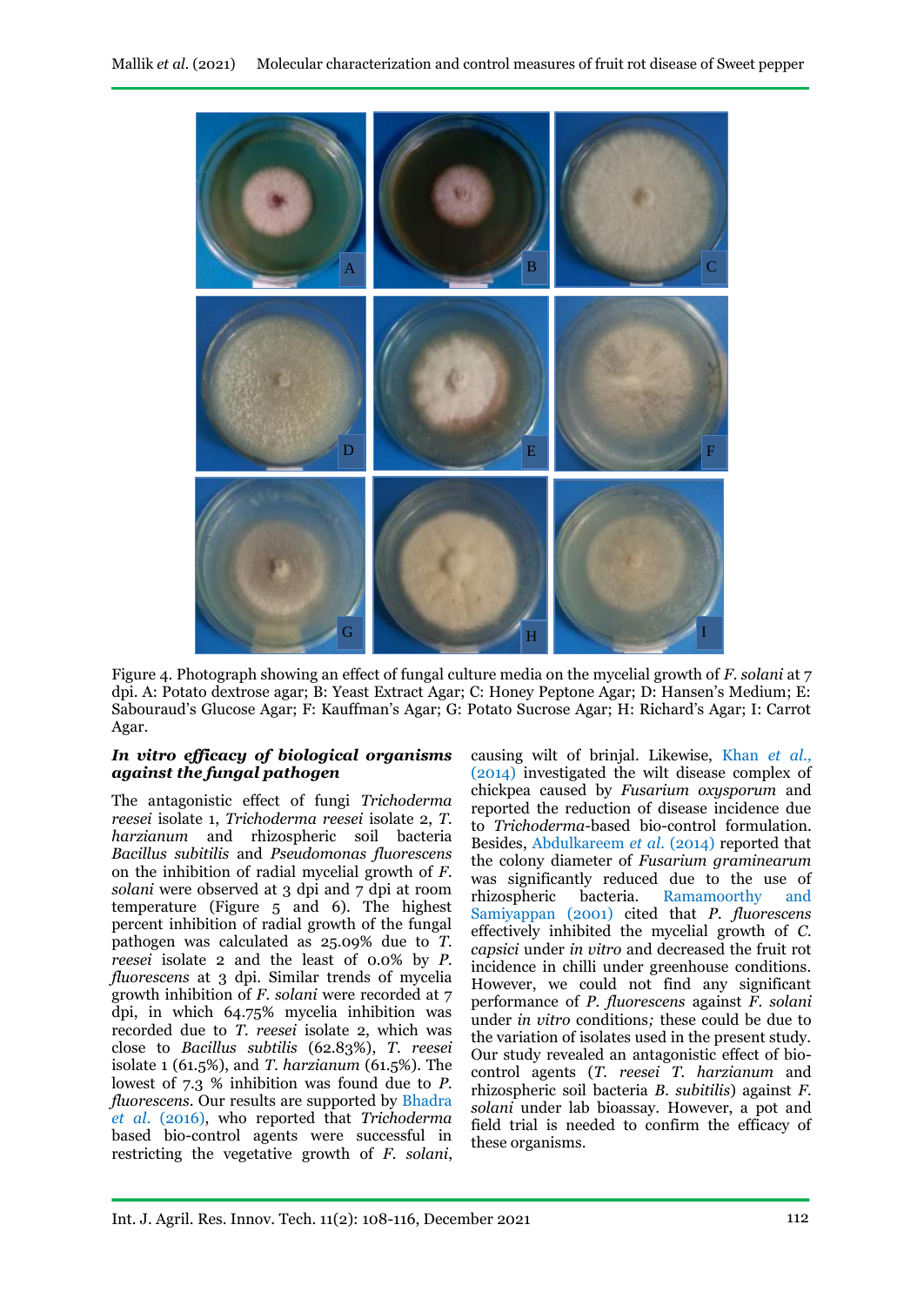Figure 4. Photograph showing an effect of fungal culture media on the mycelial growth of *F. solani* at 7 dpi. A: Potato dextrose agar; B: Yeast Extract Agar; C: Honey Peptone Agar; D: Hansen's Medium; E: Sabouraud's Glucose Agar; F: Kauffman's Agar; G: Potato Sucrose Agar; H: Richard's Agar; I: Carrot Agar.

### *In vitro* efficacy of biological organisms against the fungal pathogen

The antagonistic effect of fungi *Trichoderma reesei* isolate 1, *Trichoderma reesei* isolate 2, *T. harzianum* and rhizospheric soil bacteria *Bacillus subitilis* and *Pseudomonas fluorescens* on the inhibition of radial mycelial growth of *F. solani* were observed at 3 dpi and 7 dpi at room temperature (Figure 5 and 6). The highest percent inhibition of radial growth of the fungal pathogen was calculated as 25.09% due to *T. reesei* isolate 2 and the least of 0.0% by *P. fluorescens* at 3 dpi. Similar trends of mycelia growth inhibition of *F. solani* were recorded at 7 dpi, in which 64.75% mycelia inhibition was recorded due to *T. reesei* isolate 2, which was close to *Bacillus subtilis* (62.83%), *T. reesei* isolate 1 (61.5%), and *T. harzianum* (61.5%). The lowest of 7.3 % inhibition was found due to *P. fluorescens*. Our results are supported by Bhadra *et al.* (2016), who reported that *Trichoderma* based bio-control agents were successful in restricting the vegetative growth of *F. solani*, causing wilt of brinjal. Likewise, Khan *et al.,* (2014) investigated the wilt disease complex of chickpea caused by *Fusarium oxysporum* and reported the reduction of disease incidence due to *Trichoderma*-based bio-control formulation. Besides, Abdulkareem *et al.* (2014) reported that the colony diameter of *Fusarium graminearum* was significantly reduced due to the use of rhizospheric bacteria. Ramamoorthy and Samiyappan (2001) cited that *P. fluorescens* effectively inhibited the mycelial growth of *C. capsici* under *in vitro* and decreased the fruit rot incidence in chilli under greenhouse conditions. However, we could not find any significant performance of *P. fluorescens* against *F. solani* under *in vitro* conditions*;* these could be due to the variation of isolates used in the present study. Our study revealed an antagonistic effect of bio-control agents (*T. reesei T. harzianum* and rhizospheric soil bacteria *B. subitilis*) against *F. solani* under lab bioassay. However, a pot and field trial is needed to confirm the efficacy of these organisms.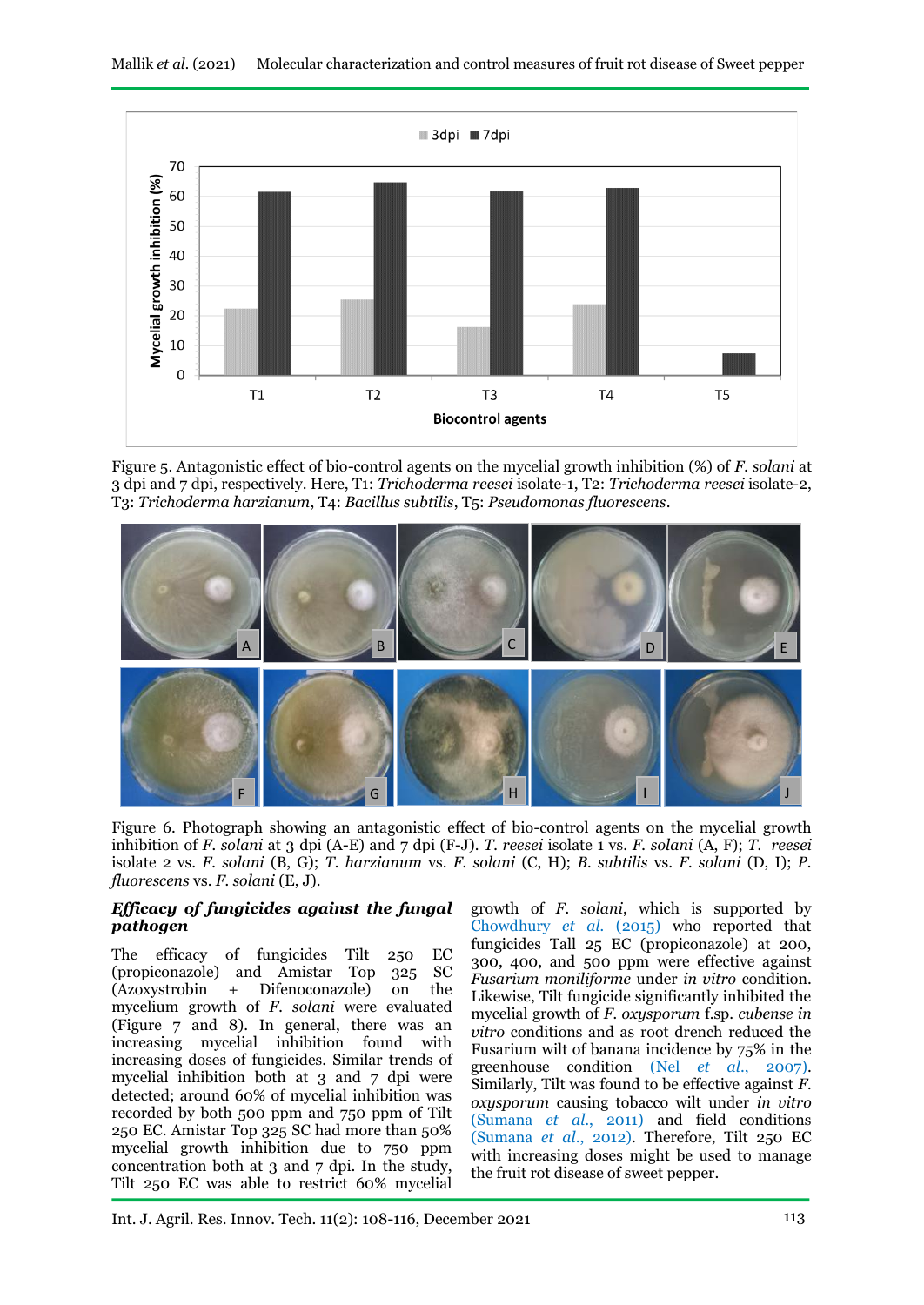Figure 5. Antagonistic effect of bio-control agents on the mycelial growth inhibition (%) of *F. solani* at 3 dpi and 7 dpi, respectively. Here, T1: *Trichoderma reesei* isolate-1, T2: *Trichoderma reesei* isolate-2, T3: *Trichoderma harzianum*, T4: *Bacillus subtilis*, T5: *Pseudomonas fluorescens*.

Figure 6. Photograph showing an antagonistic effect of bio-control agents on the mycelial growth inhibition of *F. solani* at 3 dpi (A-E) and 7 dpi (F-J). *T. reesei* isolate 1 vs. *F. solani* (A, F); *T. reesei* isolate 2 vs. *F. solani* (B, G); *T. harzianum* vs. *F. solani* (C, H); *B. subtilis* vs. *F. solani* (D, I); *P. fluorescens* vs. *F. solani* (E, J).

### *Efficacy of fungicides against the fungal pathogen*

The efficacy of fungicides Tilt 250 EC (propiconazole) and Amistar Top 325 SC (Azoxystrobin + Difenoconazole) on the mycelium growth of *F. solani* were evaluated (Figure 7 and 8). In general, there was an increasing mycelial inhibition found with increasing doses of fungicides. Similar trends of mycelial inhibition both at 3 and 7 dpi were detected; around 60% of mycelial inhibition was recorded by both 500 ppm and 750 ppm of Tilt 250 EC. Amistar Top 325 SC had more than 50% mycelial growth inhibition due to 750 ppm concentration both at 3 and 7 dpi. In the study, Tilt 250 EC was able to restrict 60% mycelial growth of *F. solani*, which is supported by Chowdhury *et al.* (2015) who reported that fungicides Tall 25 EC (propiconazole) at 200, 300, 400, and 500 ppm were effective against *Fusarium moniliforme* under *in vitro* condition. Likewise, Tilt fungicide significantly inhibited the mycelial growth of *F. oxysporum* f.sp. *cubense in vitro* conditions and as root drench reduced the Fusarium wilt of banana incidence by 75% in the greenhouse condition (Nel *et al.*, 2007). Similarly, Tilt was found to be effective against *F. oxysporum* causing tobacco wilt under *in vitro* (Sumana *et al.*, 2011) and field conditions (Sumana *et al.*, 2012). Therefore, Tilt 250 EC with increasing doses might be used to manage the fruit rot disease of sweet pepper.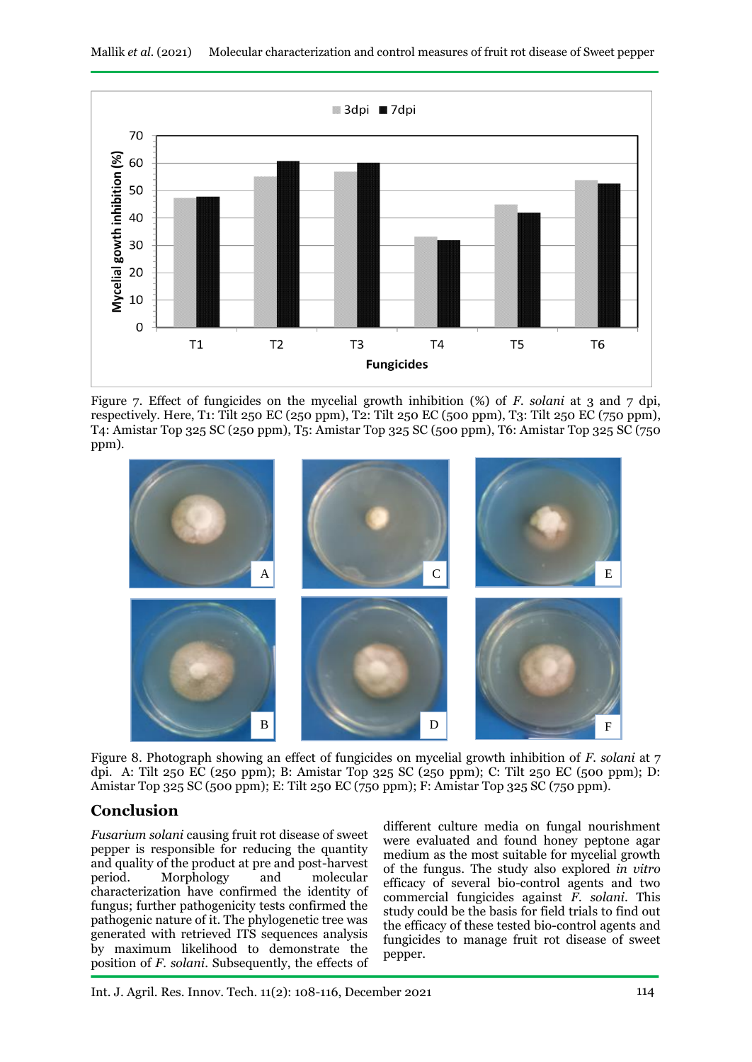Figure 7. Effect of fungicides on the mycelial growth inhibition (%) of *F. solani* at 3 and 7 dpi, respectively. Here, T1: Tilt 250 EC (250 ppm), T2: Tilt 250 EC (500 ppm), T3: Tilt 250 EC (750 ppm), T4: Amistar Top 325 SC (250 ppm), T5: Amistar Top 325 SC (500 ppm), T6: Amistar Top 325 SC (750 ppm).

Figure 8. Photograph showing an effect of fungicides on mycelial growth inhibition of *F. solani* at 7 dpi. A: Tilt 250 EC (250 ppm); B: Amistar Top 325 SC (250 ppm); C: Tilt 250 EC (500 ppm); D: Amistar Top 325 SC (500 ppm); E: Tilt 250 EC (750 ppm); F: Amistar Top 325 SC (750 ppm).

## Conclusion

*Fusarium solani* causing fruit rot disease of sweet pepper is responsible for reducing the quantity and quality of the product at pre and post-harvest period. Morphology and molecular characterization have confirmed the identity of fungus; further pathogenicity tests confirmed the pathogenic nature of it. The phylogenetic tree was generated with retrieved ITS sequences analysis by maximum likelihood to demonstrate the position of *F. solani*. Subsequently, the effects of different culture media on fungal nourishment were evaluated and found honey peptone agar medium as the most suitable for mycelial growth of the fungus. The study also explored *in vitro* efficacy of several bio-control agents and two commercial fungicides against *F. solani*. This study could be the basis for field trials to find out the efficacy of these tested bio-control agents and fungicides to manage fruit rot disease of sweet pepper.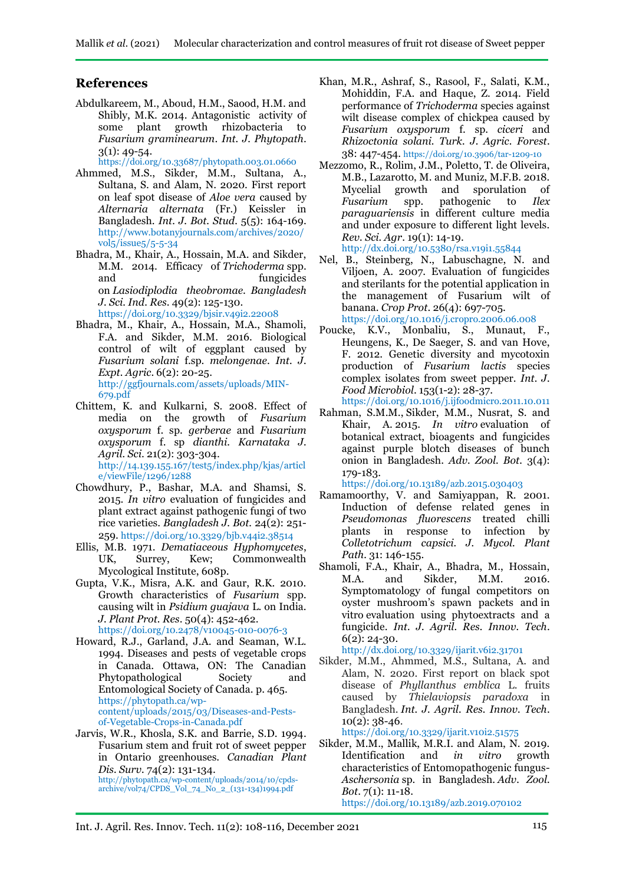## References

Abdulkareem, M., Aboud, H.M., Saood, H.M. and Shibly, M.K. 2014. Antagonistic activity of some plant growth rhizobacteria to *Fusarium graminearum*. *Int. J. Phytopath*. 3(1): 49-54. https://doi.org/10.33687/phytopath.003.01.0660

Ahmmed, M.S., Sikder, M.M., Sultana, A., Sultana, S. and Alam, N. 2020. First report on leaf spot disease of *Aloe vera* caused by *Alternaria alternata* (Fr.) Keissler in Bangladesh. *Int. J. Bot. Stud*. 5(5): 164-169. http://www.botanyjournals.com/archives/2020/vol5/issue5/5-5-34

Bhadra, M., Khair, A., Hossain, M.A. and Sikder, M.M. 2014. Efficacy of *Trichoderma* spp. and fungicides on *Lasiodiplodia theobromae*. *Bangladesh J. Sci. Ind. Res*. 49(2): 125-130. https://doi.org/10.3329/bjsir.v49i2.22008

Bhadra, M., Khair, A., Hossain, M.A., Shamoli, F.A. and Sikder, M.M. 2016. Biological control of wilt of eggplant caused by *Fusarium solani* f.sp. *melongenae*. *Int. J. Expt. Agric*. 6(2): 20-25. http://ggfjournals.com/assets/uploads/MIN-679.pdf

Chittem, K. and Kulkarni, S. 2008. Effect of media on the growth of *Fusarium oxysporum* f. sp. *gerberae* and *Fusarium oxysporum* f. sp *dianthi*. *Karnataka J. Agril. Sci*. 21(2): 303-304. http://14.139.155.167/test5/index.php/kjas/article/viewFile/1296/1288

Chowdhury, P., Bashar, M.A. and Shamsi, S. 2015. *In vitro* evaluation of fungicides and plant extract against pathogenic fungi of two rice varieties. *Bangladesh J. Bot*. 24(2): 251-259. https://doi.org/10.3329/bjb.v44i2.38514

Ellis, M.B. 1971. *Dematiaceous Hyphomycetes*, UK, Surrey, Kew; Commonwealth Mycological Institute, 608p.

Gupta, V.K., Misra, A.K. and Gaur, R.K. 2010. Growth characteristics of *Fusarium* spp. causing wilt in *Psidium guajava* L. on India. *J. Plant Prot. Res*. 50(4): 452-462. https://doi.org/10.2478/v10045-010-0076-3

Howard, R.J., Garland, J.A. and Seaman, W.L. 1994. Diseases and pests of vegetable crops in Canada. Ottawa, ON: The Canadian Phytopathological Society and Entomological Society of Canada. p. 465. https://phytopath.ca/wp-content/uploads/2015/03/Diseases-and-Pests-of-Vegetable-Crops-in-Canada.pdf

Jarvis, W.R., Khosla, S.K. and Barrie, S.D. 1994. Fusarium stem and fruit rot of sweet pepper in Ontario greenhouses. *Canadian Plant Dis. Surv*. 74(2): 131-134. http://phytopath.ca/wp-content/uploads/2014/10/cpds-archive/vol74/CPDS_Vol_74_No_2_(131-134)1994.pdf

Khan, M.R., Ashraf, S., Rasool, F., Salati, K.M., Mohiddin, F.A. and Haque, Z. 2014. Field performance of *Trichoderma* species against wilt disease complex of chickpea caused by *Fusarium oxysporum* f. sp. *ciceri* and *Rhizoctonia solani*. *Turk. J. Agric. Forest*. 38: 447-454. https://doi.org/10.3906/tar-1209-10

Mezzomo, R., Rolim, J.M., Poletto, T. de Oliveira, M.B., Lazarotto, M. and Muniz, M.F.B. 2018. Mycelial growth and sporulation of *Fusarium* spp. pathogenic to *Ilex paraguariensis* in different culture media and under exposure to different light levels. *Rev. Sci. Agr*. 19(1): 14-19. http://dx.doi.org/10.5380/rsa.v19i1.55844

Nel, B., Steinberg, N., Labuschagne, N. and Viljoen, A. 2007. Evaluation of fungicides and sterilants for the potential application in the management of Fusarium wilt of banana. *Crop Prot*. 26(4): 697-705. https://doi.org/10.1016/j.cropro.2006.06.008

Poucke, K.V., Monbaliu, S., Munaut, F., Heungens, K., De Saeger, S. and van Hove, F. 2012. Genetic diversity and mycotoxin production of *Fusarium lactis* species complex isolates from sweet pepper. *Int. J. Food Microbiol*. 153(1-2): 28-37. https://doi.org/10.1016/j.ijfoodmicro.2011.10.011

Rahman, S.M.M., Sikder, M.M., Nusrat, S. and Khair, A. 2015. *In vitro* evaluation of botanical extract, bioagents and fungicides against purple blotch diseases of bunch onion in Bangladesh. *Adv. Zool. Bot*. 3(4): 179-183. https://doi.org/10.13189/azb.2015.030403

Ramamoorthy, V. and Samiyappan, R. 2001. Induction of defense related genes in *Pseudomonas fluorescens* treated chilli plants in response to infection by *Colletotrichum capsici*. *J. Mycol. Plant Path*. 31: 146-155.

Shamoli, F.A., Khair, A., Bhadra, M., Hossain, M.A. and Sikder, M.M. 2016. Symptomatology of fungal competitors on oyster mushroom's spawn packets and in vitro evaluation using phytoextracts and a fungicide. *Int. J. Agril. Res. Innov. Tech*. 6(2): 24-30. http://dx.doi.org/10.3329/ijarit.v6i2.31701

Sikder, M.M., Ahmmed, M.S., Sultana, A. and Alam, N. 2020. First report on black spot disease of *Phyllanthus emblica* L. fruits caused by *Thielaviopsis paradoxa* in Bangladesh. *Int. J. Agril. Res. Innov. Tech*. 10(2): 38-46. https://doi.org/10.3329/ijarit.v10i2.51575

Sikder, M.M., Mallik, M.R.I. and Alam, N. 2019. Identification and *in vitro* growth characteristics of Entomopathogenic fungus-*Aschersonia* sp. in Bangladesh. *Adv. Zool. Bot*. 7(1): 11-18. https://doi.org/10.13189/azb.2019.070102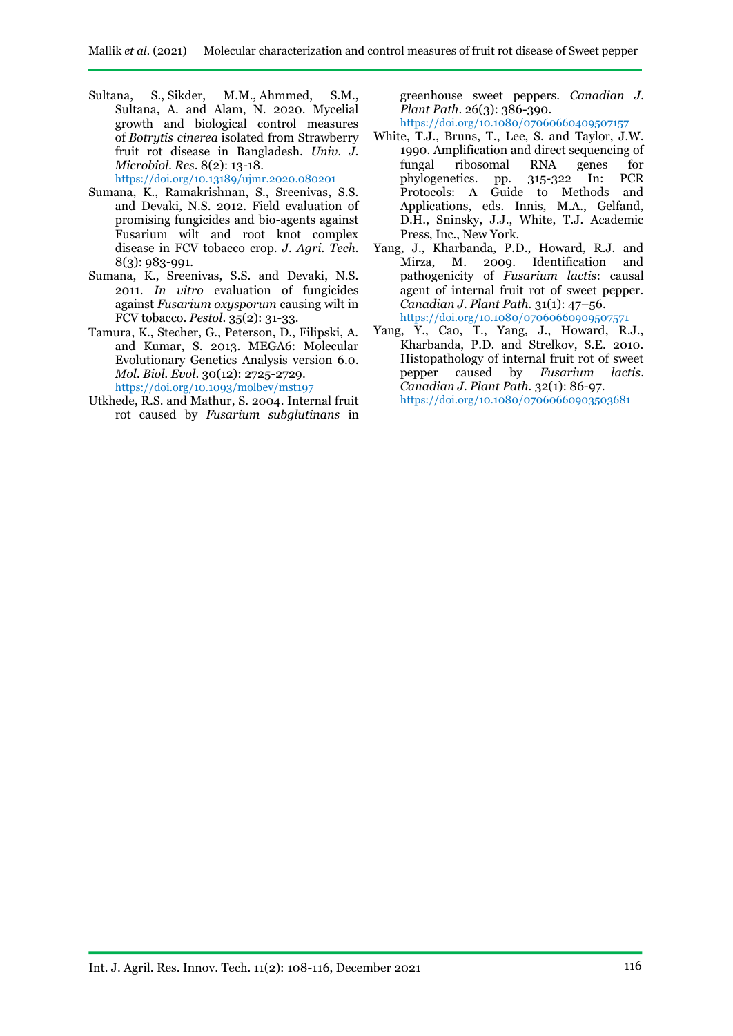Sultana, S., Sikder, M.M., Ahmmed, S.M., Sultana, A. and Alam, N. 2020. Mycelial growth and biological control measures of *Botrytis cinerea* isolated from Strawberry fruit rot disease in Bangladesh. *Univ. J. Microbiol. Res.* 8(2): 13-18. https://doi.org/10.13189/ujmr.2020.080201

Sumana, K., Ramakrishnan, S., Sreenivas, S.S. and Devaki, N.S. 2012. Field evaluation of promising fungicides and bio-agents against Fusarium wilt and root knot complex disease in FCV tobacco crop. *J. Agri. Tech.* 8(3): 983-991.

Sumana, K., Sreenivas, S.S. and Devaki, N.S. 2011. *In vitro* evaluation of fungicides against *Fusarium oxysporum* causing wilt in FCV tobacco. *Pestol.* 35(2): 31-33.

Tamura, K., Stecher, G., Peterson, D., Filipski, A. and Kumar, S. 2013. MEGA6: Molecular Evolutionary Genetics Analysis version 6.0. *Mol. Biol. Evol.* 30(12): 2725-2729. https://doi.org/10.1093/molbev/mst197

Utkhede, R.S. and Mathur, S. 2004. Internal fruit rot caused by *Fusarium subglutinans* in greenhouse sweet peppers. *Canadian J. Plant Path.* 26(3): 386-390. https://doi.org/10.1080/07060660409507157

White, T.J., Bruns, T., Lee, S. and Taylor, J.W. 1990. Amplification and direct sequencing of fungal ribosomal RNA genes for phylogenetics. pp. 315-322 In: PCR Protocols: A Guide to Methods and Applications, eds. Innis, M.A., Gelfand, D.H., Sninsky, J.J., White, T.J. Academic Press, Inc., New York.

Yang, J., Kharbanda, P.D., Howard, R.J. and Mirza, M. 2009. Identification and pathogenicity of *Fusarium lactis*: causal agent of internal fruit rot of sweet pepper. *Canadian J. Plant Path.* 31(1): 47–56. https://doi.org/10.1080/07060660909507571

Yang, Y., Cao, T., Yang, J., Howard, R.J., Kharbanda, P.D. and Strelkov, S.E. 2010. Histopathology of internal fruit rot of sweet pepper caused by *Fusarium lactis*. *Canadian J. Plant Path.* 32(1): 86-97. https://doi.org/10.1080/07060660903503681